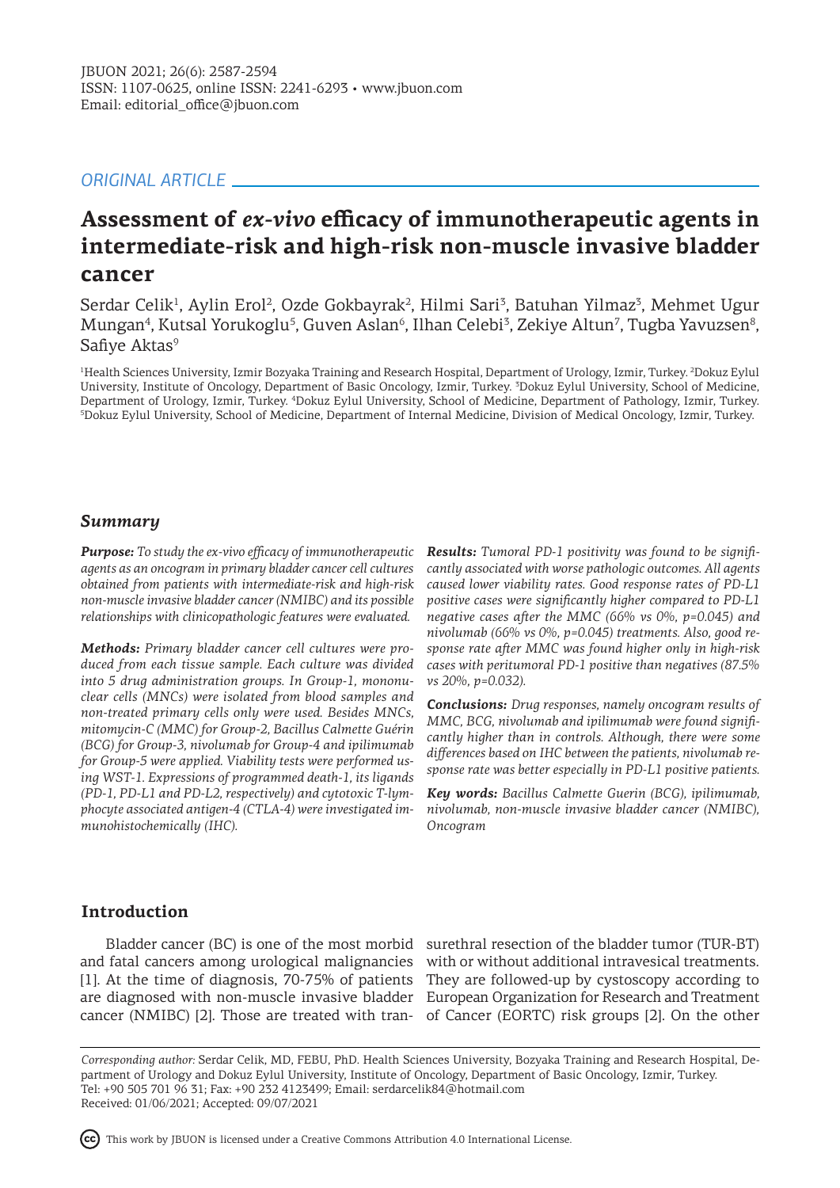JBUON 2021; 26(6): 2587-2594
ISSN: 1107-0625, online ISSN: 2241-6293 • www.jbuon.com
Email: editorial_office@jbuon.com

*ORIGINAL ARTICLE*

# Assessment of *ex-vivo* efficacy of immunotherapeutic agents in intermediate-risk and high-risk non-muscle invasive bladder cancer

Serdar Celik[1], Aylin Erol[2], Ozde Gokbayrak[2], Hilmi Sari[3], Batuhan Yilmaz[3], Mehmet Ugur Mungan[4], Kutsal Yorukoglu[5], Guven Aslan[6], Ilhan Celebi[3], Zekiye Altun[7], Tugba Yavuzsen[8], Safiye Aktas[9]

[1]Health Sciences University, Izmir Bozyaka Training and Research Hospital, Department of Urology, Izmir, Turkey. [2]Dokuz Eylul University, Institute of Oncology, Department of Basic Oncology, Izmir, Turkey. [3]Dokuz Eylul University, School of Medicine, Department of Urology, Izmir, Turkey. [4]Dokuz Eylul University, School of Medicine, Department of Pathology, Izmir, Turkey. [5]Dokuz Eylul University, School of Medicine, Department of Internal Medicine, Division of Medical Oncology, Izmir, Turkey.

## Summary

***Purpose:*** *To study the ex-vivo efficacy of immunotherapeutic agents as an oncogram in primary bladder cancer cell cultures obtained from patients with intermediate-risk and high-risk non-muscle invasive bladder cancer (NMIBC) and its possible relationships with clinicopathologic features were evaluated.*

***Methods:*** *Primary bladder cancer cell cultures were produced from each tissue sample. Each culture was divided into 5 drug administration groups. In Group-1, mononuclear cells (MNCs) were isolated from blood samples and non-treated primary cells only were used. Besides MNCs, mitomycin-C (MMC) for Group-2, Bacillus Calmette Guérin (BCG) for Group-3, nivolumab for Group-4 and ipilimumab for Group-5 were applied. Viability tests were performed using WST-1. Expressions of programmed death-1, its ligands (PD-1, PD-L1 and PD-L2, respectively) and cytotoxic T-lymphocyte associated antigen-4 (CTLA-4) were investigated immunohistochemically (IHC).*

***Results:*** *Tumoral PD-1 positivity was found to be significantly associated with worse pathologic outcomes. All agents caused lower viability rates. Good response rates of PD-L1 positive cases were significantly higher compared to PD-L1 negative cases after the MMC (66% vs 0%, p=0.045) and nivolumab (66% vs 0%, p=0.045) treatments. Also, good response rate after MMC was found higher only in high-risk cases with peritumoral PD-1 positive than negatives (87.5% vs 20%, p=0.032).*

***Conclusions:*** *Drug responses, namely oncogram results of MMC, BCG, nivolumab and ipilimumab were found significantly higher than in controls. Although, there were some differences based on IHC between the patients, nivolumab response rate was better especially in PD-L1 positive patients.*

***Key words:*** *Bacillus Calmette Guerin (BCG), ipilimumab, nivolumab, non-muscle invasive bladder cancer (NMIBC), Oncogram*

## Introduction

Bladder cancer (BC) is one of the most morbid and fatal cancers among urological malignancies [1]. At the time of diagnosis, 70-75% of patients are diagnosed with non-muscle invasive bladder cancer (NMIBC) [2]. Those are treated with transurethral resection of the bladder tumor (TUR-BT) with or without additional intravesical treatments. They are followed-up by cystoscopy according to European Organization for Research and Treatment of Cancer (EORTC) risk groups [2]. On the other

*Corresponding author:* Serdar Celik, MD, FEBU, PhD. Health Sciences University, Bozyaka Training and Research Hospital, Department of Urology and Dokuz Eylul University, Institute of Oncology, Department of Basic Oncology, Izmir, Turkey.
Tel: +90 505 701 96 31; Fax: +90 232 4123499; Email: serdarcelik84@hotmail.com
Received: 01/06/2021; Accepted: 09/07/2021

This work by JBUON is licensed under a Creative Commons Attribution 4.0 International License.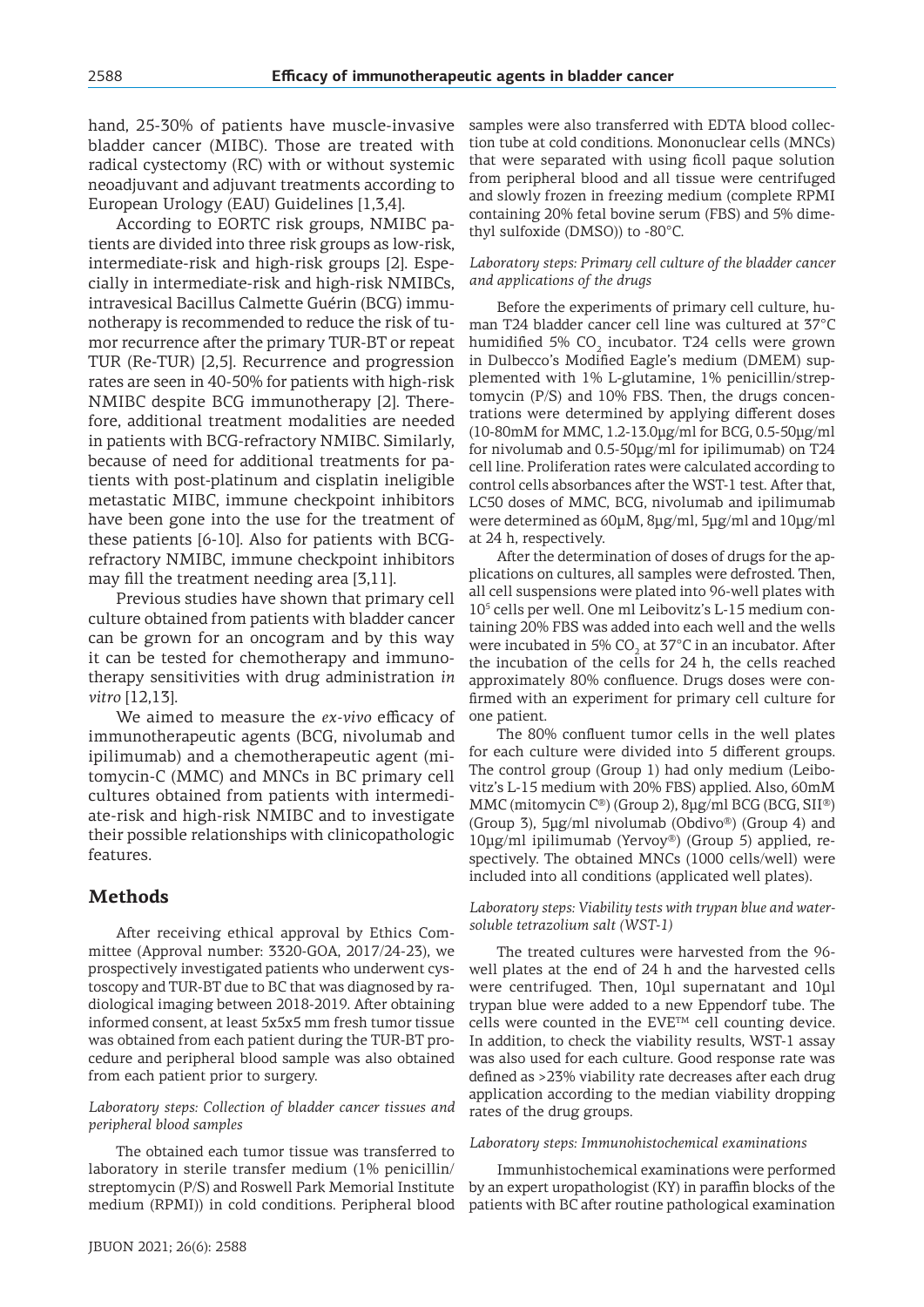hand, 25-30% of patients have muscle-invasive bladder cancer (MIBC). Those are treated with radical cystectomy (RC) with or without systemic neoadjuvant and adjuvant treatments according to European Urology (EAU) Guidelines [1,3,4].

According to EORTC risk groups, NMIBC patients are divided into three risk groups as low-risk, intermediate-risk and high-risk groups [2]. Especially in intermediate-risk and high-risk NMIBCs, intravesical Bacillus Calmette Guérin (BCG) immunotherapy is recommended to reduce the risk of tumor recurrence after the primary TUR-BT or repeat TUR (Re-TUR) [2,5]. Recurrence and progression rates are seen in 40-50% for patients with high-risk NMIBC despite BCG immunotherapy [2]. Therefore, additional treatment modalities are needed in patients with BCG-refractory NMIBC. Similarly, because of need for additional treatments for patients with post-platinum and cisplatin ineligible metastatic MIBC, immune checkpoint inhibitors have been gone into the use for the treatment of these patients [6-10]. Also for patients with BCG-refractory NMIBC, immune checkpoint inhibitors may fill the treatment needing area [3,11].

Previous studies have shown that primary cell culture obtained from patients with bladder cancer can be grown for an oncogram and by this way it can be tested for chemotherapy and immunotherapy sensitivities with drug administration *in vitro* [12,13].

We aimed to measure the *ex-vivo* efficacy of immunotherapeutic agents (BCG, nivolumab and ipilimumab) and a chemotherapeutic agent (mitomycin-C (MMC) and MNCs in BC primary cell cultures obtained from patients with intermediate-risk and high-risk NMIBC and to investigate their possible relationships with clinicopathologic features.

## Methods

After receiving ethical approval by Ethics Committee (Approval number: 3320-GOA, 2017/24-23), we prospectively investigated patients who underwent cystoscopy and TUR-BT due to BC that was diagnosed by radiological imaging between 2018-2019. After obtaining informed consent, at least 5x5x5 mm fresh tumor tissue was obtained from each patient during the TUR-BT procedure and peripheral blood sample was also obtained from each patient prior to surgery.

### *Laboratory steps: Collection of bladder cancer tissues and peripheral blood samples*

The obtained each tumor tissue was transferred to laboratory in sterile transfer medium (1% penicillin/streptomycin (P/S) and Roswell Park Memorial Institute medium (RPMI)) in cold conditions. Peripheral blood samples were also transferred with EDTA blood collection tube at cold conditions. Mononuclear cells (MNCs) that were separated with using ficoll paque solution from peripheral blood and all tissue were centrifuged and slowly frozen in freezing medium (complete RPMI containing 20% fetal bovine serum (FBS) and 5% dimethyl sulfoxide (DMSO)) to -80°C.

### *Laboratory steps: Primary cell culture of the bladder cancer and applications of the drugs*

Before the experiments of primary cell culture, human T24 bladder cancer cell line was cultured at 37°C humidified 5% $CO_2$ incubator. T24 cells were grown in Dulbecco's Modified Eagle's medium (DMEM) supplemented with 1% L-glutamine, 1% penicillin/streptomycin (P/S) and 10% FBS. Then, the drugs concentrations were determined by applying different doses (10-80mM for MMC, 1.2-13.0μg/ml for BCG, 0.5-50μg/ml for nivolumab and 0.5-50μg/ml for ipilimumab) on T24 cell line. Proliferation rates were calculated according to control cells absorbances after the WST-1 test. After that, LC50 doses of MMC, BCG, nivolumab and ipilimumab were determined as 60μM, 8μg/ml, 5μg/ml and 10μg/ml at 24 h, respectively.

After the determination of doses of drugs for the applications on cultures, all samples were defrosted. Then, all cell suspensions were plated into 96-well plates with $10^5$ cells per well. One ml Leibovitz's L-15 medium containing 20% FBS was added into each well and the wells were incubated in 5% $CO_2$ at 37°C in an incubator. After the incubation of the cells for 24 h, the cells reached approximately 80% confluence. Drugs doses were confirmed with an experiment for primary cell culture for one patient.

The 80% confluent tumor cells in the well plates for each culture were divided into 5 different groups. The control group (Group 1) had only medium (Leibovitz's L-15 medium with 20% FBS) applied. Also, 60mM MMC (mitomycin C®) (Group 2), 8μg/ml BCG (BCG, SII®) (Group 3), 5μg/ml nivolumab (Obdivo®) (Group 4) and 10μg/ml ipilimumab (Yervoy®) (Group 5) applied, respectively. The obtained MNCs (1000 cells/well) were included into all conditions (applicated well plates).

### *Laboratory steps: Viability tests with trypan blue and water-soluble tetrazolium salt (WST-1)*

The treated cultures were harvested from the 96-well plates at the end of 24 h and the harvested cells were centrifuged. Then, 10μl supernatant and 10μl trypan blue were added to a new Eppendorf tube. The cells were counted in the EVE™ cell counting device. In addition, to check the viability results, WST-1 assay was also used for each culture. Good response rate was defined as >23% viability rate decreases after each drug application according to the median viability dropping rates of the drug groups.

### *Laboratory steps: Immunohistochemical examinations*

Immunhistochemical examinations were performed by an expert uropathologist (KY) in paraffin blocks of the patients with BC after routine pathological examination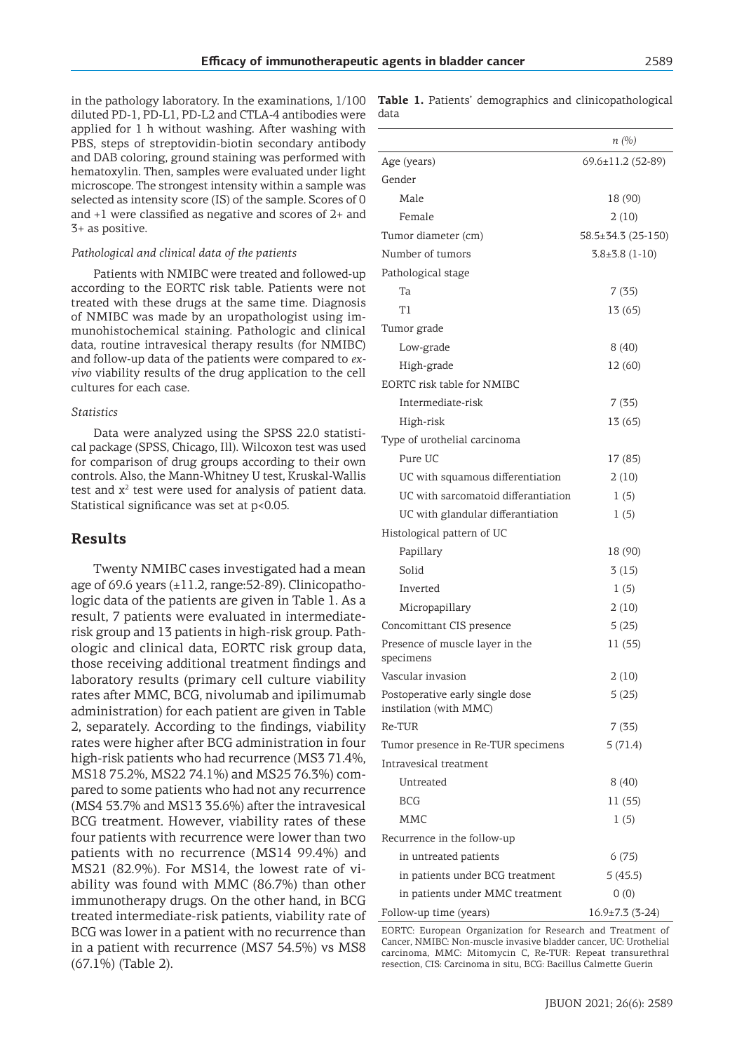in the pathology laboratory. In the examinations, 1/100 diluted PD-1, PD-L1, PD-L2 and CTLA-4 antibodies were applied for 1 h without washing. After washing with PBS, steps of streptovidin-biotin secondary antibody and DAB coloring, ground staining was performed with hematoxylin. Then, samples were evaluated under light microscope. The strongest intensity within a sample was selected as intensity score (IS) of the sample. Scores of 0 and +1 were classified as negative and scores of 2+ and 3+ as positive.

*Pathological and clinical data of the patients*

Patients with NMIBC were treated and followed-up according to the EORTC risk table. Patients were not treated with these drugs at the same time. Diagnosis of NMIBC was made by an uropathologist using immunohistochemical staining. Pathologic and clinical data, routine intravesical therapy results (for NMIBC) and follow-up data of the patients were compared to *ex-vivo* viability results of the drug application to the cell cultures for each case.

*Statistics*

Data were analyzed using the SPSS 22.0 statistical package (SPSS, Chicago, Ill). Wilcoxon test was used for comparison of drug groups according to their own controls. Also, the Mann-Whitney U test, Kruskal-Wallis test and $x^2$ test were used for analysis of patient data. Statistical significance was set at $p<0.05$.

## Results

Twenty NMIBC cases investigated had a mean age of 69.6 years (±11.2, range:52-89). Clinicopathologic data of the patients are given in Table 1. As a result, 7 patients were evaluated in intermediate-risk group and 13 patients in high-risk group. Pathologic and clinical data, EORTC risk group data, those receiving additional treatment findings and laboratory results (primary cell culture viability rates after MMC, BCG, nivolumab and ipilimumab administration) for each patient are given in Table 2, separately. According to the findings, viability rates were higher after BCG administration in four high-risk patients who had recurrence (MS3 71.4%, MS18 75.2%, MS22 74.1%) and MS25 76.3%) compared to some patients who had not any recurrence (MS4 53.7% and MS13 35.6%) after the intravesical BCG treatment. However, viability rates of these four patients with recurrence were lower than two patients with no recurrence (MS14 99.4%) and MS21 (82.9%). For MS14, the lowest rate of viability was found with MMC (86.7%) than other immunotherapy drugs. On the other hand, in BCG treated intermediate-risk patients, viability rate of BCG was lower in a patient with no recurrence than in a patient with recurrence (MS7 54.5%) vs MS8 (67.1%) (Table 2).

**Table 1.** Patients' demographics and clinicopathological data

| | n (%) |
|---|---|
| Age (years) | 69.6±11.2 (52-89) |
| Gender | |
| Male | 18 (90) |
| Female | 2 (10) |
| Tumor diameter (cm) | 58.5±34.3 (25-150) |
| Number of tumors | 3.8±3.8 (1-10) |
| Pathological stage | |
| Ta | 7 (35) |
| T1 | 13 (65) |
| Tumor grade | |
| Low-grade | 8 (40) |
| High-grade | 12 (60) |
| EORTC risk table for NMIBC | |
| Intermediate-risk | 7 (35) |
| High-risk | 13 (65) |
| Type of urothelial carcinoma | |
| Pure UC | 17 (85) |
| UC with squamous differentiation | 2 (10) |
| UC with sarcomatoid differantiation | 1 (5) |
| UC with glandular differantiation | 1 (5) |
| Histological pattern of UC | |
| Papillary | 18 (90) |
| Solid | 3 (15) |
| Inverted | 1 (5) |
| Micropapillary | 2 (10) |
| Concomittant CIS presence | 5 (25) |
| Presence of muscle layer in the specimens | 11 (55) |
| Vascular invasion | 2 (10) |
| Postoperative early single dose instillation (with MMC) | 5 (25) |
| Re-TUR | 7 (35) |
| Tumor presence in Re-TUR specimens | 5 (71.4) |
| Intravesical treatment | |
| Untreated | 8 (40) |
| BCG | 11 (55) |
| MMC | 1 (5) |
| Recurrence in the follow-up | |
| in untreated patients | 6 (75) |
| in patients under BCG treatment | 5 (45.5) |
| in patients under MMC treatment | 0 (0) |
| Follow-up time (years) | 16.9±7.3 (3-24) |

EORTC: European Organization for Research and Treatment of Cancer, NMIBC: Non-muscle invasive bladder cancer, UC: Urothelial carcinoma, MMC: Mitomycin C, Re-TUR: Repeat transurethral resection, CIS: Carcinoma in situ, BCG: Bacillus Calmette Guerin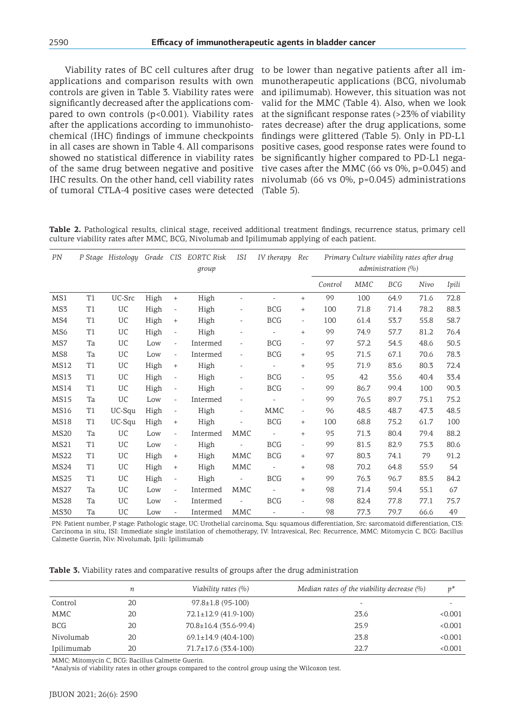Viability rates of BC cell cultures after drug applications and comparison results with own controls are given in Table 3. Viability rates were significantly decreased after the applications compared to own controls (p<0.001). Viability rates after the applications according to immunohistochemical (IHC) findings of immune checkpoints in all cases are shown in Table 4. All comparisons showed no statistical difference in viability rates of the same drug between negative and positive IHC results. On the other hand, cell viability rates of tumoral CTLA-4 positive cases were detected to be lower than negative patients after all immunotherapeutic applications (BCG, nivolumab and ipilimumab). However, this situation was not valid for the MMC (Table 4). Also, when we look at the significant response rates (>23% of viability rates decrease) after the drug applications, some findings were glittered (Table 5). Only in PD-L1 positive cases, good response rates were found to be significantly higher compared to PD-L1 negative cases after the MMC (66 vs 0%, p=0.045) and nivolumab (66 vs 0%, p=0.045) administrations (Table 5).

**Table 2.** Pathological results, clinical stage, received additional treatment findings, recurrence status, primary cell culture viability rates after MMC, BCG, Nivolumab and Ipilimumab applying of each patient.

| *PN* | *P Stage* | *Histology* | *Grade* | *CIS* | *EORTC Risk group* | *ISI* | *IV therapy* | *Rec* | *Primary Culture viability rates after drug administration (%)* | | | | |
|---|---|---|---|---|---|---|---|---|---|---|---|---|---|
| | | | | | | | | | *Control* | *MMC* | *BCG* | *Nivo* | *Ipili* |
| MS1 | T1 | UC-Src | High | + | High | - | - | + | 99 | 100 | 64.9 | 71.6 | 72.8 |
| MS3 | T1 | UC | High | - | High | - | BCG | + | 100 | 71.8 | 71.4 | 78.2 | 88.3 |
| MS4 | T1 | UC | High | + | High | - | BCG | - | 100 | 61.4 | 53.7 | 55.8 | 58.7 |
| MS6 | T1 | UC | High | - | High | - | - | + | 99 | 74.9 | 57.7 | 81.2 | 76.4 |
| MS7 | Ta | UC | Low | - | Intermed | - | BCG | - | 97 | 57.2 | 54.5 | 48.6 | 50.5 |
| MS8 | Ta | UC | Low | - | Intermed | - | BCG | + | 95 | 71.5 | 67.1 | 70.6 | 78.3 |
| MS12 | T1 | UC | High | + | High | - | - | + | 95 | 71.9 | 83.6 | 80.3 | 72.4 |
| MS13 | T1 | UC | High | - | High | - | BCG | - | 95 | 42 | 35.6 | 40.4 | 33.4 |
| MS14 | T1 | UC | High | - | High | - | BCG | - | 99 | 86.7 | 99.4 | 100 | 90.3 |
| MS15 | Ta | UC | Low | - | Intermed | - | - | - | 99 | 76.5 | 89.7 | 75.1 | 75.2 |
| MS16 | T1 | UC-Squ | High | - | High | - | MMC | - | 96 | 48.5 | 48.7 | 47.3 | 48.5 |
| MS18 | T1 | UC-Squ | High | + | High | - | BCG | + | 100 | 68.8 | 75.2 | 61.7 | 100 |
| MS20 | Ta | UC | Low | - | Intermed | MMC | - | + | 95 | 71.3 | 80.4 | 79.4 | 88.2 |
| MS21 | T1 | UC | Low | - | High | - | BCG | - | 99 | 81.5 | 82.9 | 75.3 | 80.6 |
| MS22 | T1 | UC | High | + | High | MMC | BCG | + | 97 | 80.3 | 74.1 | 79 | 91.2 |
| MS24 | T1 | UC | High | + | High | MMC | - | + | 98 | 70.2 | 64.8 | 55.9 | 54 |
| MS25 | T1 | UC | High | - | High | - | BCG | + | 99 | 76.3 | 96.7 | 83.5 | 84.2 |
| MS27 | Ta | UC | Low | - | Intermed | MMC | - | + | 98 | 71.4 | 59.4 | 55.1 | 67 |
| MS28 | Ta | UC | Low | - | Intermed | - | BCG | - | 98 | 82.4 | 77.8 | 77.1 | 75.7 |
| MS30 | Ta | UC | Low | - | Intermed | MMC | - | - | 98 | 77.3 | 79.7 | 66.6 | 49 |

PN: Patient number, P stage: Pathologic stage, UC: Urothelial carcinoma, Squ: squamous differentiation, Src: sarcomatoid differentiation, CIS: Carcinoma in situ, ISI: Immediate single instilation of chemotherapy, IV: Intravesical, Rec: Recurrence, MMC: Mitomycin C, BCG: Bacillus Calmette Guerin, Niv: Nivolumab, Ipili: Ipilimumab

**Table 3.** Viability rates and comparative results of groups after the drug administration

| | *n* | *Viability rates (%)* | *Median rates of the viability decrease (%)* | *p\** |
|---|---|---|---|---|
| Control | 20 | 97.8±1.8 (95-100) | - | - |
| MMC | 20 | 72.1±12.9 (41.9-100) | 23.6 | <0.001 |
| BCG | 20 | 70.8±16.4 (35.6-99.4) | 25.9 | <0.001 |
| Nivolumab | 20 | 69.1±14.9 (40.4-100) | 23.8 | <0.001 |
| Ipilimumab | 20 | 71.7±17.6 (33.4-100) | 22.7 | <0.001 |

MMC: Mitomycin C, BCG: Bacillus Calmette Guerin.
*Analysis of viability rates in other groups compared to the control group using the Wilcoxon test.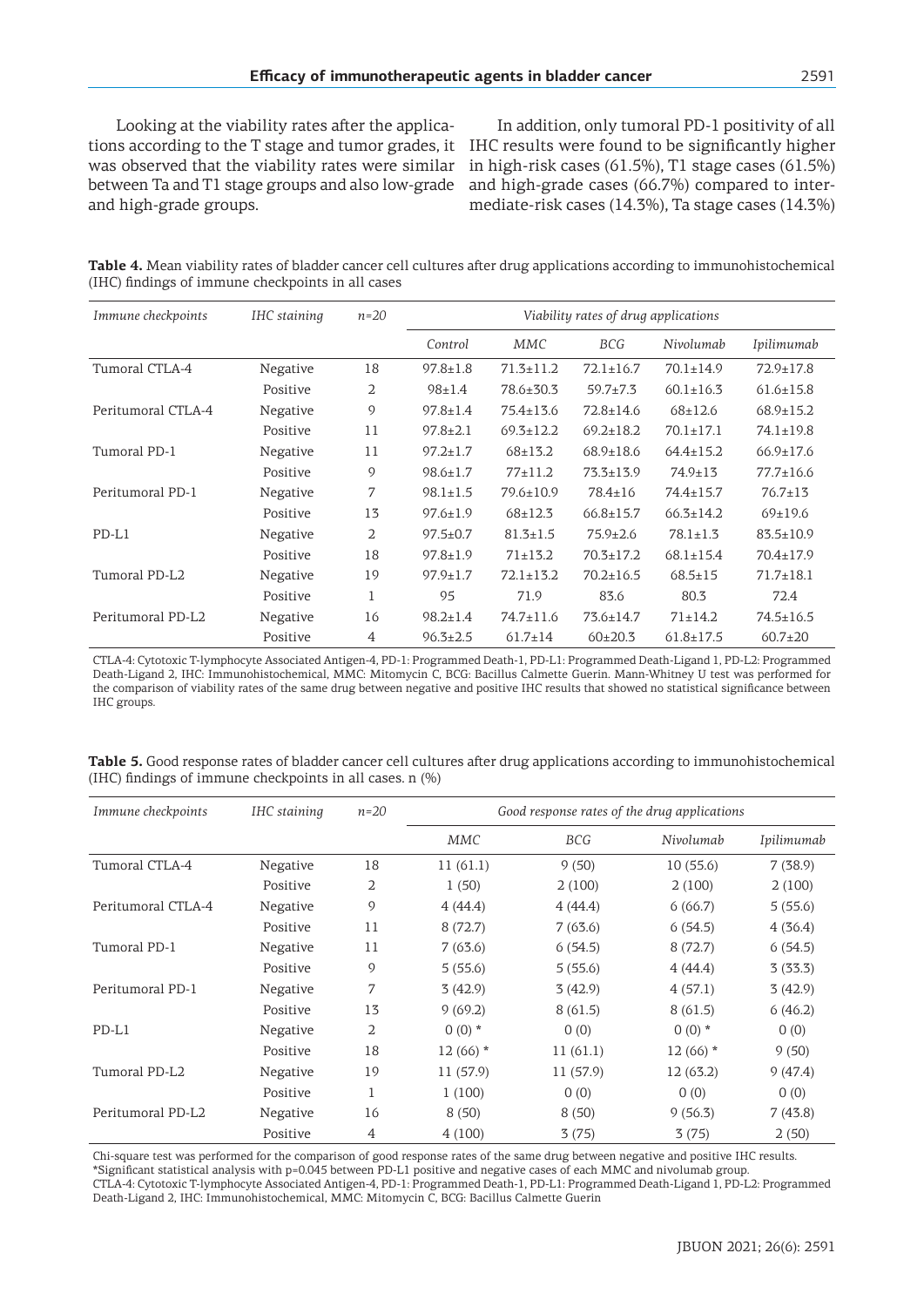Looking at the viability rates after the applications according to the T stage and tumor grades, it was observed that the viability rates were similar between Ta and T1 stage groups and also low-grade and high-grade groups.

In addition, only tumoral PD-1 positivity of all IHC results were found to be significantly higher in high-risk cases (61.5%), T1 stage cases (61.5%) and high-grade cases (66.7%) compared to intermediate-risk cases (14.3%), Ta stage cases (14.3%)

**Table 4.** Mean viability rates of bladder cancer cell cultures after drug applications according to immunohistochemical (IHC) findings of immune checkpoints in all cases

| *Immune checkpoints* | *IHC staining* | *n=20* | *Viability rates of drug applications* | | | | |
|---|---|---|---|---|---|---|---|
| | | | *Control* | *MMC* | *BCG* | *Nivolumab* | *Ipilimumab* |
| Tumoral CTLA-4 | Negative | 18 | 97.8±1.8 | 71.3±11.2 | 72.1±16.7 | 70.1±14.9 | 72.9±17.8 |
| | Positive | 2 | 98±1.4 | 78.6±30.3 | 59.7±7.3 | 60.1±16.3 | 61.6±15.8 |
| Peritumoral CTLA-4 | Negative | 9 | 97.8±1.4 | 75.4±13.6 | 72.8±14.6 | 68±12.6 | 68.9±15.2 |
| | Positive | 11 | 97.8±2.1 | 69.3±12.2 | 69.2±18.2 | 70.1±17.1 | 74.1±19.8 |
| Tumoral PD-1 | Negative | 11 | 97.2±1.7 | 68±13.2 | 68.9±18.6 | 64.4±15.2 | 66.9±17.6 |
| | Positive | 9 | 98.6±1.7 | 77±11.2 | 73.3±13.9 | 74.9±13 | 77.7±16.6 |
| Peritumoral PD-1 | Negative | 7 | 98.1±1.5 | 79.6±10.9 | 78.4±16 | 74.4±15.7 | 76.7±13 |
| | Positive | 13 | 97.6±1.9 | 68±12.3 | 66.8±15.7 | 66.3±14.2 | 69±19.6 |
| PD-L1 | Negative | 2 | 97.5±0.7 | 81.3±1.5 | 75.9±2.6 | 78.1±1.3 | 83.5±10.9 |
| | Positive | 18 | 97.8±1.9 | 71±13.2 | 70.3±17.2 | 68.1±15.4 | 70.4±17.9 |
| Tumoral PD-L2 | Negative | 19 | 97.9±1.7 | 72.1±13.2 | 70.2±16.5 | 68.5±15 | 71.7±18.1 |
| | Positive | 1 | 95 | 71.9 | 83.6 | 80.3 | 72.4 |
| Peritumoral PD-L2 | Negative | 16 | 98.2±1.4 | 74.7±11.6 | 73.6±14.7 | 71±14.2 | 74.5±16.5 |
| | Positive | 4 | 96.3±2.5 | 61.7±14 | 60±20.3 | 61.8±17.5 | 60.7±20 |

CTLA-4: Cytotoxic T-lymphocyte Associated Antigen-4, PD-1: Programmed Death-1, PD-L1: Programmed Death-Ligand 1, PD-L2: Programmed Death-Ligand 2, IHC: Immunohistochemical, MMC: Mitomycin C, BCG: Bacillus Calmette Guerin. Mann-Whitney U test was performed for the comparison of viability rates of the same drug between negative and positive IHC results that showed no statistical significance between IHC groups.

**Table 5.** Good response rates of bladder cancer cell cultures after drug applications according to immunohistochemical (IHC) findings of immune checkpoints in all cases. n (%)

| *Immune checkpoints* | *IHC staining* | *n=20* | *Good response rates of the drug applications* | | | |
|---|---|---|---|---|---|---|
| | | | *MMC* | *BCG* | *Nivolumab* | *Ipilimumab* |
| Tumoral CTLA-4 | Negative | 18 | 11 (61.1) | 9 (50) | 10 (55.6) | 7 (38.9) |
| | Positive | 2 | 1 (50) | 2 (100) | 2 (100) | 2 (100) |
| Peritumoral CTLA-4 | Negative | 9 | 4 (44.4) | 4 (44.4) | 6 (66.7) | 5 (55.6) |
| | Positive | 11 | 8 (72.7) | 7 (63.6) | 6 (54.5) | 4 (36.4) |
| Tumoral PD-1 | Negative | 11 | 7 (63.6) | 6 (54.5) | 8 (72.7) | 6 (54.5) |
| | Positive | 9 | 5 (55.6) | 5 (55.6) | 4 (44.4) | 3 (33.3) |
| Peritumoral PD-1 | Negative | 7 | 3 (42.9) | 3 (42.9) | 4 (57.1) | 3 (42.9) |
| | Positive | 13 | 9 (69.2) | 8 (61.5) | 8 (61.5) | 6 (46.2) |
| PD-L1 | Negative | 2 | 0 (0) * | 0 (0) | 0 (0) * | 0 (0) |
| | Positive | 18 | 12 (66) * | 11 (61.1) | 12 (66) * | 9 (50) |
| Tumoral PD-L2 | Negative | 19 | 11 (57.9) | 11 (57.9) | 12 (63.2) | 9 (47.4) |
| | Positive | 1 | 1 (100) | 0 (0) | 0 (0) | 0 (0) |
| Peritumoral PD-L2 | Negative | 16 | 8 (50) | 8 (50) | 9 (56.3) | 7 (43.8) |
| | Positive | 4 | 4 (100) | 3 (75) | 3 (75) | 2 (50) |

Chi-square test was performed for the comparison of good response rates of the same drug between negative and positive IHC results.
*Significant statistical analysis with p=0.045 between PD-L1 positive and negative cases of each MMC and nivolumab group.
CTLA-4: Cytotoxic T-lymphocyte Associated Antigen-4, PD-1: Programmed Death-1, PD-L1: Programmed Death-Ligand 1, PD-L2: Programmed Death-Ligand 2, IHC: Immunohistochemical, MMC: Mitomycin C, BCG: Bacillus Calmette Guerin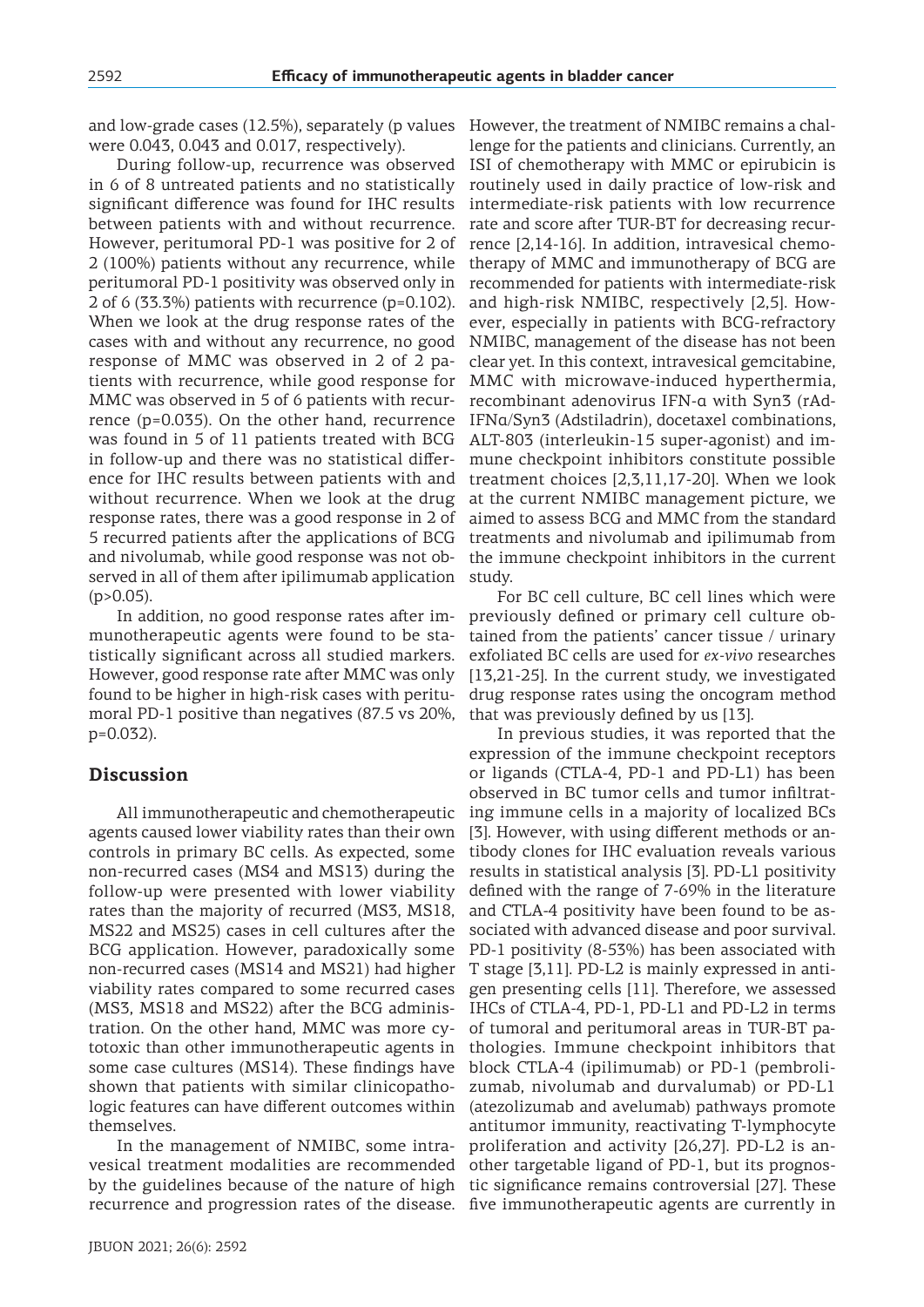and low-grade cases (12.5%), separately (p values were 0.043, 0.043 and 0.017, respectively).

During follow-up, recurrence was observed in 6 of 8 untreated patients and no statistically significant difference was found for IHC results between patients with and without recurrence. However, peritumoral PD-1 was positive for 2 of 2 (100%) patients without any recurrence, while peritumoral PD-1 positivity was observed only in 2 of 6 (33.3%) patients with recurrence (p=0.102). When we look at the drug response rates of the cases with and without any recurrence, no good response of MMC was observed in 2 of 2 patients with recurrence, while good response for MMC was observed in 5 of 6 patients with recurrence (p=0.035). On the other hand, recurrence was found in 5 of 11 patients treated with BCG in follow-up and there was no statistical difference for IHC results between patients with and without recurrence. When we look at the drug response rates, there was a good response in 2 of 5 recurred patients after the applications of BCG and nivolumab, while good response was not observed in all of them after ipilimumab application (p>0.05).

In addition, no good response rates after immunotherapeutic agents were found to be statistically significant across all studied markers. However, good response rate after MMC was only found to be higher in high-risk cases with peritumoral PD-1 positive than negatives (87.5 vs 20%, p=0.032).

## Discussion

All immunotherapeutic and chemotherapeutic agents caused lower viability rates than their own controls in primary BC cells. As expected, some non-recurred cases (MS4 and MS13) during the follow-up were presented with lower viability rates than the majority of recurred (MS3, MS18, MS22 and MS25) cases in cell cultures after the BCG application. However, paradoxically some non-recurred cases (MS14 and MS21) had higher viability rates compared to some recurred cases (MS3, MS18 and MS22) after the BCG administration. On the other hand, MMC was more cytotoxic than other immunotherapeutic agents in some case cultures (MS14). These findings have shown that patients with similar clinicopathologic features can have different outcomes within themselves.

In the management of NMIBC, some intravesical treatment modalities are recommended by the guidelines because of the nature of high recurrence and progression rates of the disease. However, the treatment of NMIBC remains a challenge for the patients and clinicians. Currently, an ISI of chemotherapy with MMC or epirubicin is routinely used in daily practice of low-risk and intermediate-risk patients with low recurrence rate and score after TUR-BT for decreasing recurrence [2,14-16]. In addition, intravesical chemotherapy of MMC and immunotherapy of BCG are recommended for patients with intermediate-risk and high-risk NMIBC, respectively [2,5]. However, especially in patients with BCG-refractory NMIBC, management of the disease has not been clear yet. In this context, intravesical gemcitabine, MMC with microwave-induced hyperthermia, recombinant adenovirus IFN-α with Syn3 (rAd-IFNα/Syn3 (Adstiladrin), docetaxel combinations, ALT-803 (interleukin-15 super-agonist) and immune checkpoint inhibitors constitute possible treatment choices [2,3,11,17-20]. When we look at the current NMIBC management picture, we aimed to assess BCG and MMC from the standard treatments and nivolumab and ipilimumab from the immune checkpoint inhibitors in the current study.

For BC cell culture, BC cell lines which were previously defined or primary cell culture obtained from the patients' cancer tissue / urinary exfoliated BC cells are used for *ex-vivo* researches [13,21-25]. In the current study, we investigated drug response rates using the oncogram method that was previously defined by us [13].

In previous studies, it was reported that the expression of the immune checkpoint receptors or ligands (CTLA-4, PD-1 and PD-L1) has been observed in BC tumor cells and tumor infiltrating immune cells in a majority of localized BCs [3]. However, with using different methods or antibody clones for IHC evaluation reveals various results in statistical analysis [3]. PD-L1 positivity defined with the range of 7-69% in the literature and CTLA-4 positivity have been found to be associated with advanced disease and poor survival. PD-1 positivity (8-53%) has been associated with T stage [3,11]. PD-L2 is mainly expressed in antigen presenting cells [11]. Therefore, we assessed IHCs of CTLA-4, PD-1, PD-L1 and PD-L2 in terms of tumoral and peritumoral areas in TUR-BT pathologies. Immune checkpoint inhibitors that block CTLA-4 (ipilimumab) or PD-1 (pembrolizumab, nivolumab and durvalumab) or PD-L1 (atezolizumab and avelumab) pathways promote antitumor immunity, reactivating T-lymphocyte proliferation and activity [26,27]. PD-L2 is another targetable ligand of PD-1, but its prognostic significance remains controversial [27]. These five immunotherapeutic agents are currently in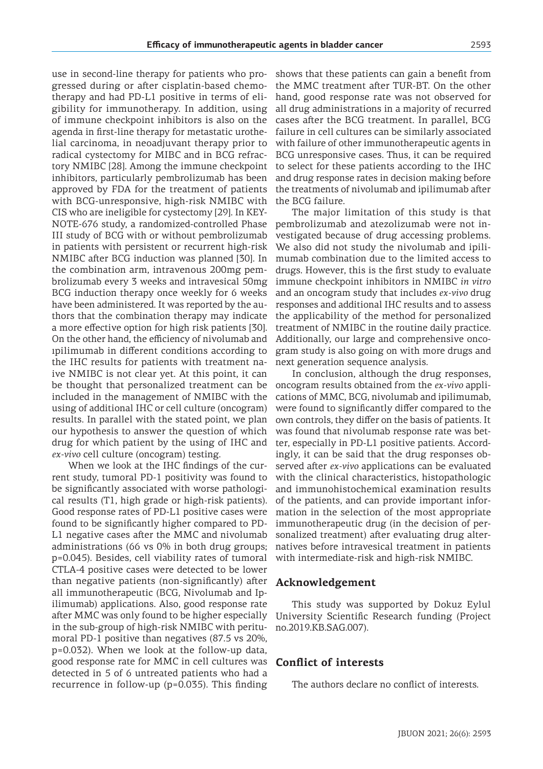use in second-line therapy for patients who progressed during or after cisplatin-based chemotherapy and had PD-L1 positive in terms of eligibility for immunotherapy. In addition, using of immune checkpoint inhibitors is also on the agenda in first-line therapy for metastatic urothelial carcinoma, in neoadjuvant therapy prior to radical cystectomy for MIBC and in BCG refractory NMIBC [28]. Among the immune checkpoint inhibitors, particularly pembrolizumab has been approved by FDA for the treatment of patients with BCG-unresponsive, high-risk NMIBC with CIS who are ineligible for cystectomy [29]. In KEYNOTE-676 study, a randomized-controlled Phase III study of BCG with or without pembrolizumab in patients with persistent or recurrent high-risk NMIBC after BCG induction was planned [30]. In the combination arm, intravenous 200mg pembrolizumab every 3 weeks and intravesical 50mg BCG induction therapy once weekly for 6 weeks have been administered. It was reported by the authors that the combination therapy may indicate a more effective option for high risk patients [30]. On the other hand, the efficiency of nivolumab and ıpilimumab in different conditions according to the IHC results for patients with treatment naive NMIBC is not clear yet. At this point, it can be thought that personalized treatment can be included in the management of NMIBC with the using of additional IHC or cell culture (oncogram) results. In parallel with the stated point, we plan our hypothesis to answer the question of which drug for which patient by the using of IHC and *ex-vivo* cell culture (oncogram) testing.

When we look at the IHC findings of the current study, tumoral PD-1 positivity was found to be significantly associated with worse pathological results (T1, high grade or high-risk patients). Good response rates of PD-L1 positive cases were found to be significantly higher compared to PD-L1 negative cases after the MMC and nivolumab administrations (66 vs 0% in both drug groups; p=0.045). Besides, cell viability rates of tumoral CTLA-4 positive cases were detected to be lower than negative patients (non-significantly) after all immunotherapeutic (BCG, Nivolumab and Ipilimumab) applications. Also, good response rate after MMC was only found to be higher especially in the sub-group of high-risk NMIBC with peritumoral PD-1 positive than negatives (87.5 vs 20%, p=0.032). When we look at the follow-up data, good response rate for MMC in cell cultures was detected in 5 of 6 untreated patients who had a recurrence in follow-up (p=0.035). This finding shows that these patients can gain a benefit from the MMC treatment after TUR-BT. On the other hand, good response rate was not observed for all drug administrations in a majority of recurred cases after the BCG treatment. In parallel, BCG failure in cell cultures can be similarly associated with failure of other immunotherapeutic agents in BCG unresponsive cases. Thus, it can be required to select for these patients according to the IHC and drug response rates in decision making before the treatments of nivolumab and ipilimumab after the BCG failure.

The major limitation of this study is that pembrolizumab and atezolizumab were not investigated because of drug accessing problems. We also did not study the nivolumab and ipilimumab combination due to the limited access to drugs. However, this is the first study to evaluate immune checkpoint inhibitors in NMIBC *in vitro* and an oncogram study that includes *ex-vivo* drug responses and additional IHC results and to assess the applicability of the method for personalized treatment of NMIBC in the routine daily practice. Additionally, our large and comprehensive oncogram study is also going on with more drugs and next generation sequence analysis.

In conclusion, although the drug responses, oncogram results obtained from the *ex-vivo* applications of MMC, BCG, nivolumab and ipilimumab, were found to significantly differ compared to the own controls, they differ on the basis of patients. It was found that nivolumab response rate was better, especially in PD-L1 positive patients. Accordingly, it can be said that the drug responses observed after *ex-vivo* applications can be evaluated with the clinical characteristics, histopathologic and immunohistochemical examination results of the patients, and can provide important information in the selection of the most appropriate immunotherapeutic drug (in the decision of personalized treatment) after evaluating drug alternatives before intravesical treatment in patients with intermediate-risk and high-risk NMIBC.

## Acknowledgement

This study was supported by Dokuz Eylul University Scientific Research funding (Project no.2019.KB.SAG.007).

## Conflict of interests

The authors declare no conflict of interests.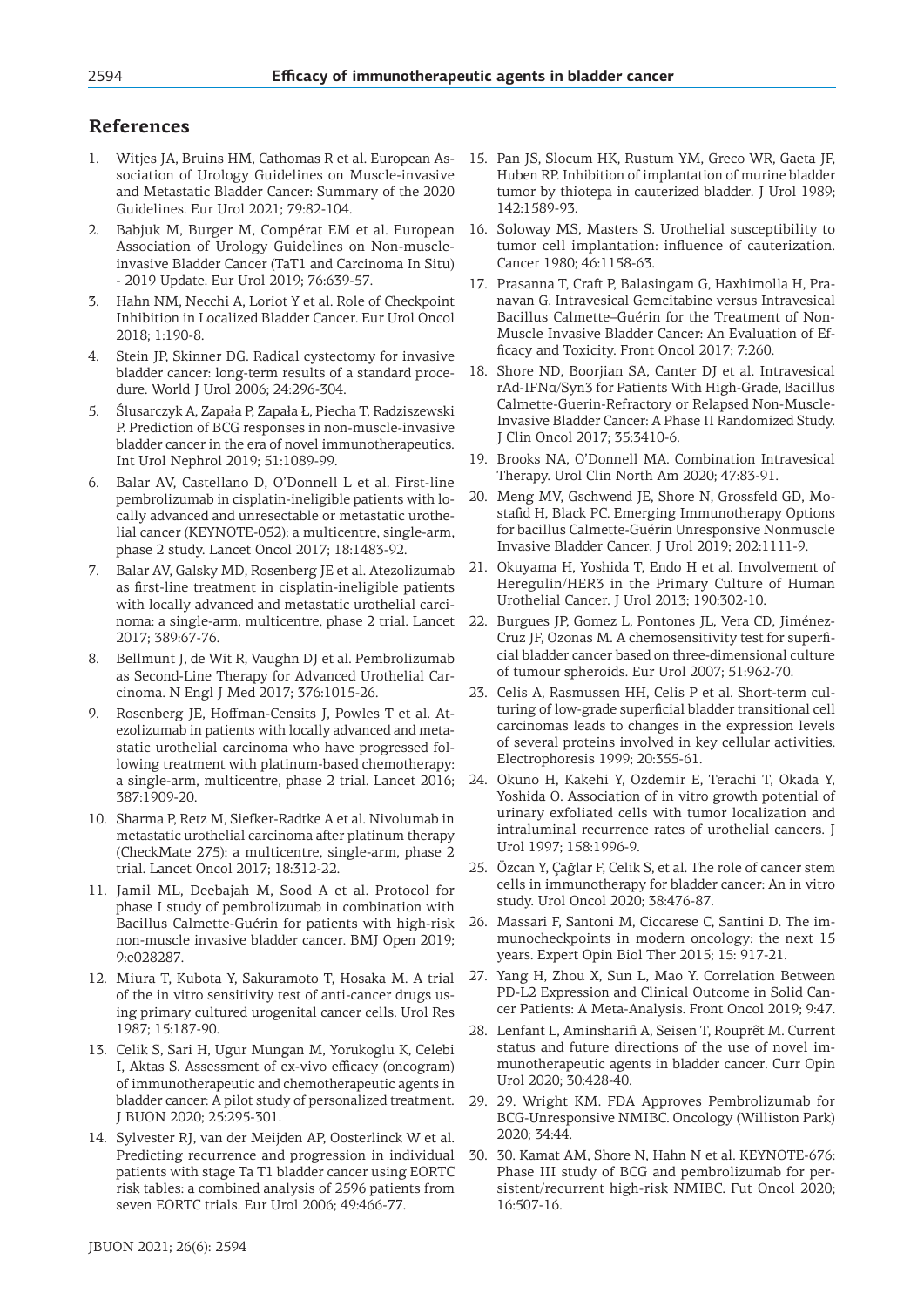## References

1. Witjes JA, Bruins HM, Cathomas R et al. European Association of Urology Guidelines on Muscle-invasive and Metastatic Bladder Cancer: Summary of the 2020 Guidelines. Eur Urol 2021; 79:82-104.
2. Babjuk M, Burger M, Compérat EM et al. European Association of Urology Guidelines on Non-muscle-invasive Bladder Cancer (TaT1 and Carcinoma In Situ) - 2019 Update. Eur Urol 2019; 76:639-57.
3. Hahn NM, Necchi A, Loriot Y et al. Role of Checkpoint Inhibition in Localized Bladder Cancer. Eur Urol Oncol 2018; 1:190-8.
4. Stein JP, Skinner DG. Radical cystectomy for invasive bladder cancer: long-term results of a standard procedure. World J Urol 2006; 24:296-304.
5. Ślusarczyk A, Zapała P, Zapała Ł, Piecha T, Radziszewski P. Prediction of BCG responses in non-muscle-invasive bladder cancer in the era of novel immunotherapeutics. Int Urol Nephrol 2019; 51:1089-99.
6. Balar AV, Castellano D, O'Donnell L et al. First-line pembrolizumab in cisplatin-ineligible patients with locally advanced and unresectable or metastatic urothelial cancer (KEYNOTE-052): a multicentre, single-arm, phase 2 study. Lancet Oncol 2017; 18:1483-92.
7. Balar AV, Galsky MD, Rosenberg JE et al. Atezolizumab as first-line treatment in cisplatin-ineligible patients with locally advanced and metastatic urothelial carcinoma: a single-arm, multicentre, phase 2 trial. Lancet 2017; 389:67-76.
8. Bellmunt J, de Wit R, Vaughn DJ et al. Pembrolizumab as Second-Line Therapy for Advanced Urothelial Carcinoma. N Engl J Med 2017; 376:1015-26.
9. Rosenberg JE, Hoffman-Censits J, Powles T et al. Atezolizumab in patients with locally advanced and metastatic urothelial carcinoma who have progressed following treatment with platinum-based chemotherapy: a single-arm, multicentre, phase 2 trial. Lancet 2016; 387:1909-20.
10. Sharma P, Retz M, Siefker-Radtke A et al. Nivolumab in metastatic urothelial carcinoma after platinum therapy (CheckMate 275): a multicentre, single-arm, phase 2 trial. Lancet Oncol 2017; 18:312-22.
11. Jamil ML, Deebajah M, Sood A et al. Protocol for phase I study of pembrolizumab in combination with Bacillus Calmette-Guérin for patients with high-risk non-muscle invasive bladder cancer. BMJ Open 2019; 9:e028287.
12. Miura T, Kubota Y, Sakuramoto T, Hosaka M. A trial of the in vitro sensitivity test of anti-cancer drugs using primary cultured urogenital cancer cells. Urol Res 1987; 15:187-90.
13. Celik S, Sari H, Ugur Mungan M, Yorukoglu K, Celebi I, Aktas S. Assessment of ex-vivo efficacy (oncogram) of immunotherapeutic and chemotherapeutic agents in bladder cancer: A pilot study of personalized treatment. J BUON 2020; 25:295-301.
14. Sylvester RJ, van der Meijden AP, Oosterlinck W et al. Predicting recurrence and progression in individual patients with stage Ta T1 bladder cancer using EORTC risk tables: a combined analysis of 2596 patients from seven EORTC trials. Eur Urol 2006; 49:466-77.
15. Pan JS, Slocum HK, Rustum YM, Greco WR, Gaeta JF, Huben RP. Inhibition of implantation of murine bladder tumor by thiotepa in cauterized bladder. J Urol 1989; 142:1589-93.
16. Soloway MS, Masters S. Urothelial susceptibility to tumor cell implantation: influence of cauterization. Cancer 1980; 46:1158-63.
17. Prasanna T, Craft P, Balasingam G, Haxhimolla H, Pranavan G. Intravesical Gemcitabine versus Intravesical Bacillus Calmette–Guérin for the Treatment of Non-Muscle Invasive Bladder Cancer: An Evaluation of Efficacy and Toxicity. Front Oncol 2017; 7:260.
18. Shore ND, Boorjian SA, Canter DJ et al. Intravesical rAd-IFNα/Syn3 for Patients With High-Grade, Bacillus Calmette-Guerin-Refractory or Relapsed Non-Muscle-Invasive Bladder Cancer: A Phase II Randomized Study. J Clin Oncol 2017; 35:3410-6.
19. Brooks NA, O'Donnell MA. Combination Intravesical Therapy. Urol Clin North Am 2020; 47:83-91.
20. Meng MV, Gschwend JE, Shore N, Grossfeld GD, Mostafid H, Black PC. Emerging Immunotherapy Options for bacillus Calmette-Guérin Unresponsive Nonmuscle Invasive Bladder Cancer. J Urol 2019; 202:1111-9.
21. Okuyama M, Yoshida T, Endo H et al. Involvement of Heregulin/HER3 in the Primary Culture of Human Urothelial Cancer. J Urol 2013; 190:302-10.
22. Burgues JP, Gomez L, Pontones JL, Vera CD, Jiménez-Cruz JF, Ozonas M. A chemosensitivity test for superficial bladder cancer based on three-dimensional culture of tumour spheroids. Eur Urol 2007; 51:962-70.
23. Celis A, Rasmussen HH, Celis P et al. Short-term culturing of low-grade superficial bladder transitional cell carcinomas leads to changes in the expression levels of several proteins involved in key cellular activities. Electrophoresis 1999; 20:355-61.
24. Okuno H, Kakehi Y, Ozdemir E, Terachi T, Okada Y, Yoshida O. Association of in vitro growth potential of urinary exfoliated cells with tumor localization and intraluminal recurrence rates of urothelial cancers. J Urol 1997; 158:1996-9.
25. Özcan Y, Çağlar F, Celik S, et al. The role of cancer stem cells in immunotherapy for bladder cancer: An in vitro study. Urol Oncol 2020; 38:476-87.
26. Massari F, Santoni M, Ciccarese C, Santini D. The immunocheckpoints in modern oncology: the next 15 years. Expert Opin Biol Ther 2015; 15: 917-21.
27. Yang H, Zhou X, Sun L, Mao Y. Correlation Between PD-L2 Expression and Clinical Outcome in Solid Cancer Patients: A Meta-Analysis. Front Oncol 2019; 9:47.
28. Lenfant L, Aminsharifi A, Seisen T, Rouprêt M. Current status and future directions of the use of novel immunotherapeutic agents in bladder cancer. Curr Opin Urol 2020; 30:428-40.
29. 29. Wright KM. FDA Approves Pembrolizumab for BCG-Unresponsive NMIBC. Oncology (Williston Park) 2020; 34:44.
30. 30. Kamat AM, Shore N, Hahn N et al. KEYNOTE-676: Phase III study of BCG and pembrolizumab for persistent/recurrent high-risk NMIBC. Fut Oncol 2020; 16:507-16.